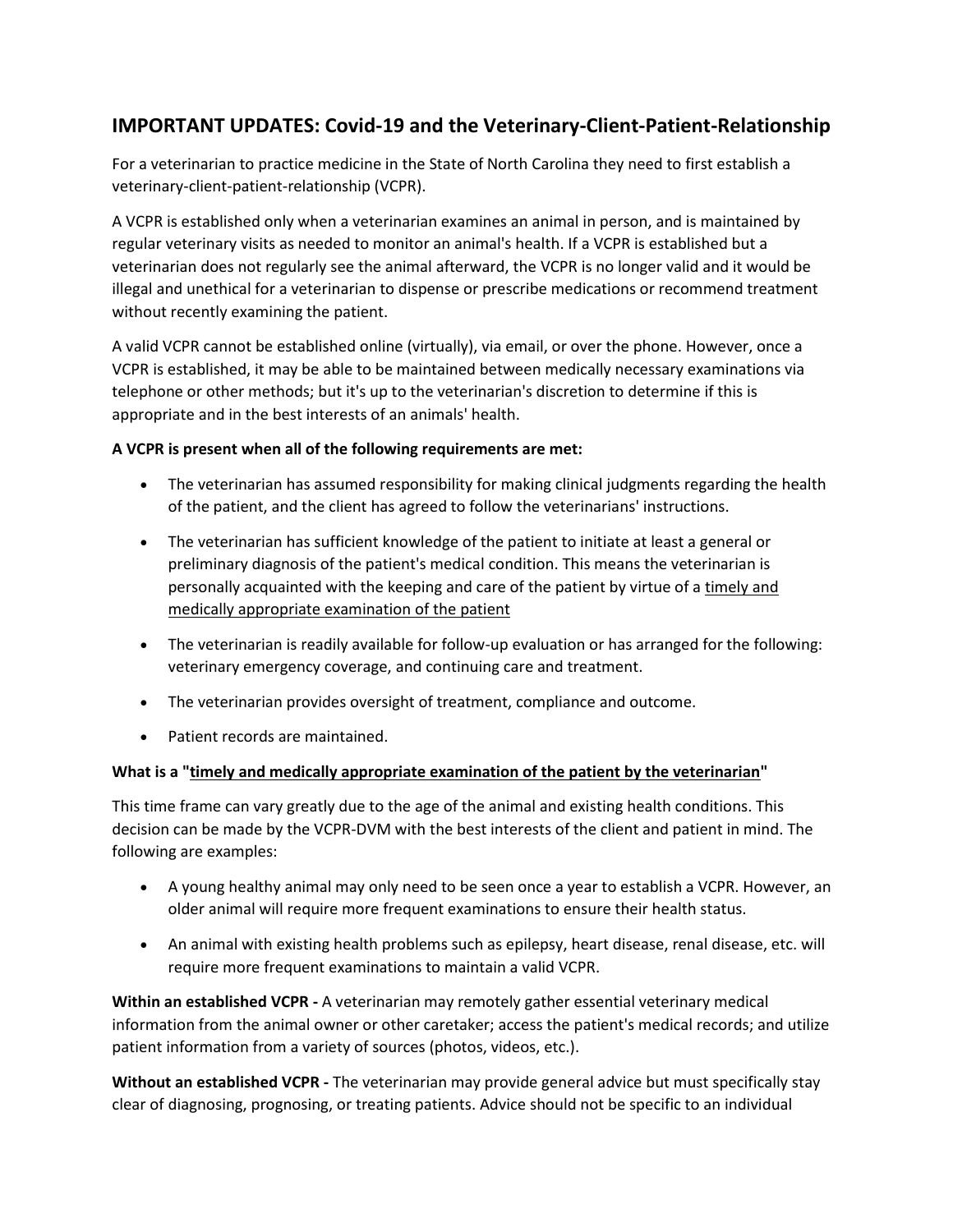## IMPORTANT UPDATES: Covid-19 and the Veterinary-Client-Patient-Relationship

For a veterinarian to practice medicine in the State of North Carolina they need to first establish a veterinary-client-patient-relationship (VCPR).

A VCPR is established only when a veterinarian examines an animal in person, and is maintained by regular veterinary visits as needed to monitor an animal's health. If a VCPR is established but a veterinarian does not regularly see the animal afterward, the VCPR is no longer valid and it would be illegal and unethical for a veterinarian to dispense or prescribe medications or recommend treatment without recently examining the patient.

A valid VCPR cannot be established online (virtually), via email, or over the phone. However, once a VCPR is established, it may be able to be maintained between medically necessary examinations via telephone or other methods; but it's up to the veterinarian's discretion to determine if this is appropriate and in the best interests of an animals' health.

**A VCPR is present when all of the following requirements are met:**

- The veterinarian has assumed responsibility for making clinical judgments regarding the health of the patient, and the client has agreed to follow the veterinarians' instructions.
- The veterinarian has sufficient knowledge of the patient to initiate at least a general or preliminary diagnosis of the patient's medical condition. This means the veterinarian is personally acquainted with the keeping and care of the patient by virtue of a <u>timely and medically appropriate examination of the patient</u>
- The veterinarian is readily available for follow-up evaluation or has arranged for the following: veterinary emergency coverage, and continuing care and treatment.
- The veterinarian provides oversight of treatment, compliance and outcome.
- Patient records are maintained.

**What is a "<u>timely and medically appropriate examination of the patient by the veterinarian</u>"**

This time frame can vary greatly due to the age of the animal and existing health conditions. This decision can be made by the VCPR-DVM with the best interests of the client and patient in mind. The following are examples:

- A young healthy animal may only need to be seen once a year to establish a VCPR. However, an older animal will require more frequent examinations to ensure their health status.
- An animal with existing health problems such as epilepsy, heart disease, renal disease, etc. will require more frequent examinations to maintain a valid VCPR.

**Within an established VCPR -** A veterinarian may remotely gather essential veterinary medical information from the animal owner or other caretaker; access the patient's medical records; and utilize patient information from a variety of sources (photos, videos, etc.).

**Without an established VCPR -** The veterinarian may provide general advice but must specifically stay clear of diagnosing, prognosing, or treating patients. Advice should not be specific to an individual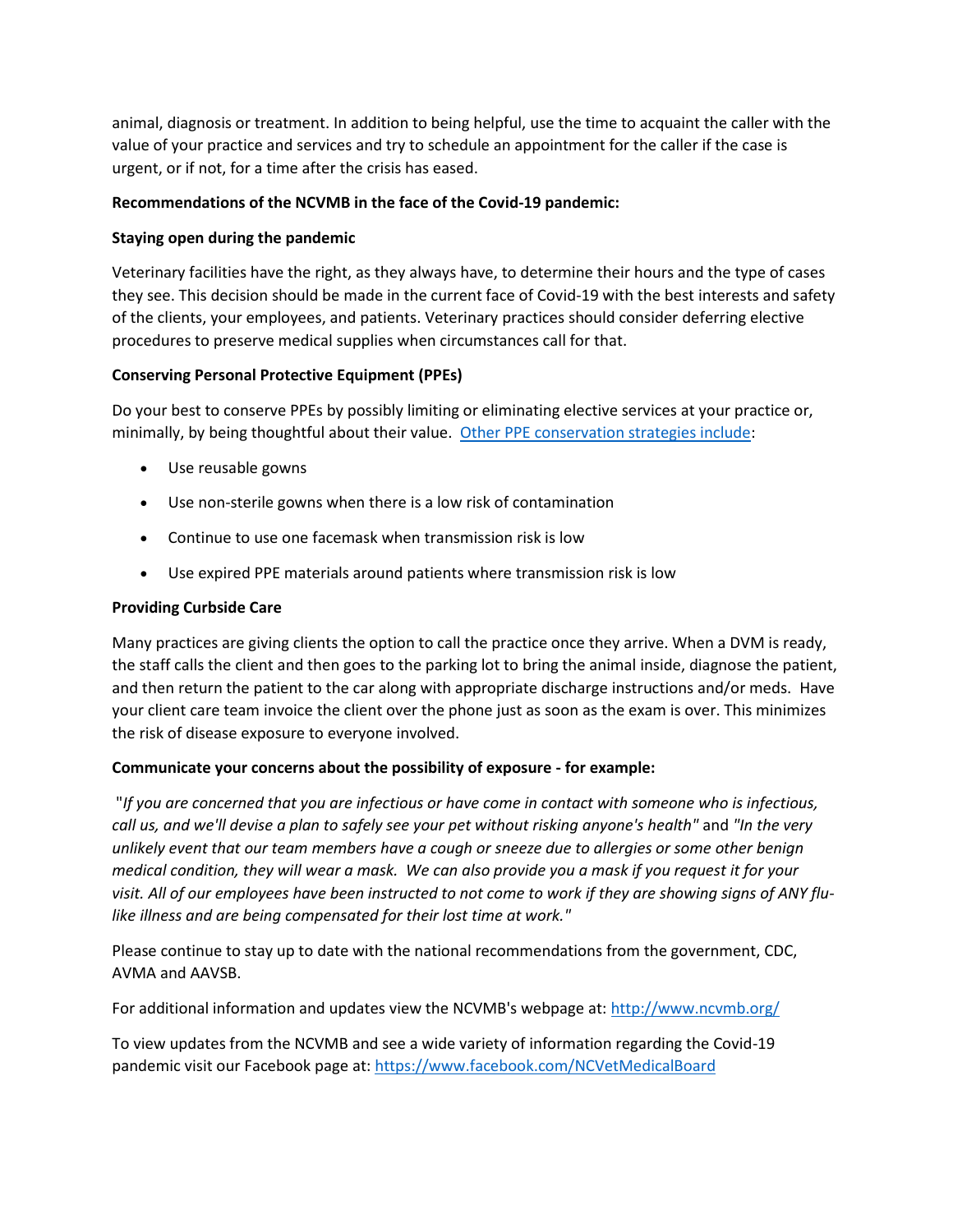animal, diagnosis or treatment. In addition to being helpful, use the time to acquaint the caller with the value of your practice and services and try to schedule an appointment for the caller if the case is urgent, or if not, for a time after the crisis has eased.

**Recommendations of the NCVMB in the face of the Covid-19 pandemic:**

**Staying open during the pandemic**

Veterinary facilities have the right, as they always have, to determine their hours and the type of cases they see. This decision should be made in the current face of Covid-19 with the best interests and safety of the clients, your employees, and patients. Veterinary practices should consider deferring elective procedures to preserve medical supplies when circumstances call for that.

**Conserving Personal Protective Equipment (PPEs)**

Do your best to conserve PPEs by possibly limiting or eliminating elective services at your practice or, minimally, by being thoughtful about their value. Other PPE conservation strategies include:

- Use reusable gowns
- Use non-sterile gowns when there is a low risk of contamination
- Continue to use one facemask when transmission risk is low
- Use expired PPE materials around patients where transmission risk is low

**Providing Curbside Care**

Many practices are giving clients the option to call the practice once they arrive. When a DVM is ready, the staff calls the client and then goes to the parking lot to bring the animal inside, diagnose the patient, and then return the patient to the car along with appropriate discharge instructions and/or meds. Have your client care team invoice the client over the phone just as soon as the exam is over. This minimizes the risk of disease exposure to everyone involved.

**Communicate your concerns about the possibility of exposure - for example:**

"*If you are concerned that you are infectious or have come in contact with someone who is infectious, call us, and we'll devise a plan to safely see your pet without risking anyone's health"* and *"In the very unlikely event that our team members have a cough or sneeze due to allergies or some other benign medical condition, they will wear a mask. We can also provide you a mask if you request it for your visit. All of our employees have been instructed to not come to work if they are showing signs of ANY flu-like illness and are being compensated for their lost time at work."*

Please continue to stay up to date with the national recommendations from the government, CDC, AVMA and AAVSB.

For additional information and updates view the NCVMB's webpage at: http://www.ncvmb.org/

To view updates from the NCVMB and see a wide variety of information regarding the Covid-19 pandemic visit our Facebook page at: https://www.facebook.com/NCVetMedicalBoard